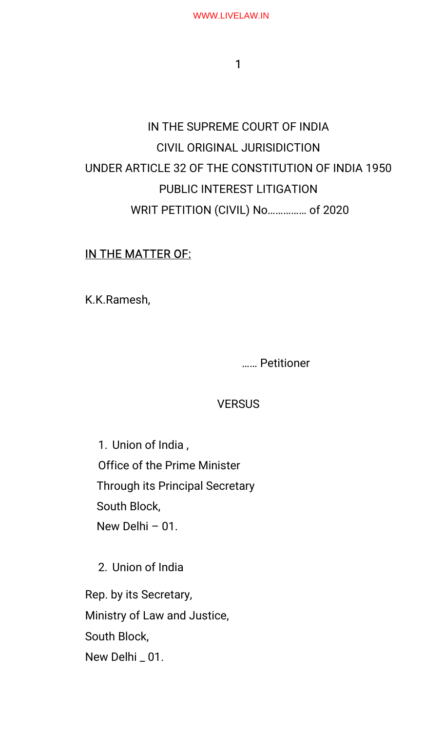IN THE SUPREME COURT OF INDIA

CIVIL ORIGINAL JURISIDICTION

UNDER ARTICLE 32 OF THE CONSTITUTION OF INDIA 1950

PUBLIC INTEREST LITIGATION

WRIT PETITION (CIVIL) No…………… of 2020

<u>IN THE MATTER OF:</u>

K.K.Ramesh,

…… Petitioner

VERSUS

1. Union of India ,
   Office of the Prime Minister
   Through its Principal Secretary
   South Block,
   New Delhi – 01.

2. Union of India

Rep. by its Secretary,
Ministry of Law and Justice,
South Block,
New Delhi _ 01.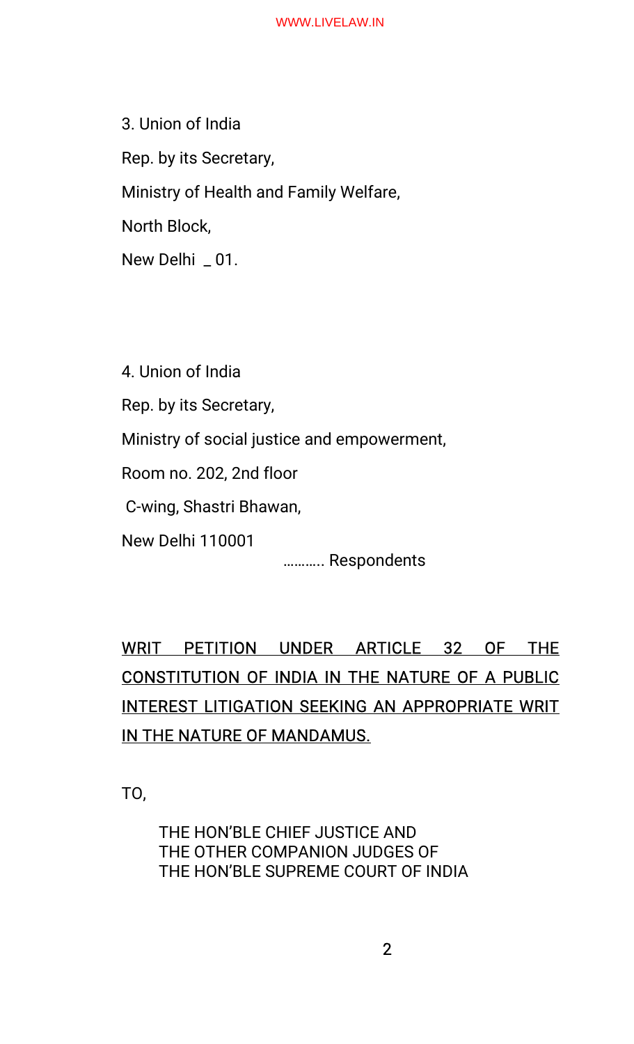3. Union of India

Rep. by its Secretary,

Ministry of Health and Family Welfare,

North Block,

New Delhi _ 01.

4. Union of India

Rep. by its Secretary,

Ministry of social justice and empowerment,

Room no. 202, 2nd floor

C-wing, Shastri Bhawan,

New Delhi 110001

……….. Respondents

<u>WRIT PETITION UNDER ARTICLE 32 OF THE CONSTITUTION OF INDIA IN THE NATURE OF A PUBLIC INTEREST LITIGATION SEEKING AN APPROPRIATE WRIT IN THE NATURE OF MANDAMUS.</u>

TO,

THE HON'BLE CHIEF JUSTICE AND
THE OTHER COMPANION JUDGES OF
THE HON'BLE SUPREME COURT OF INDIA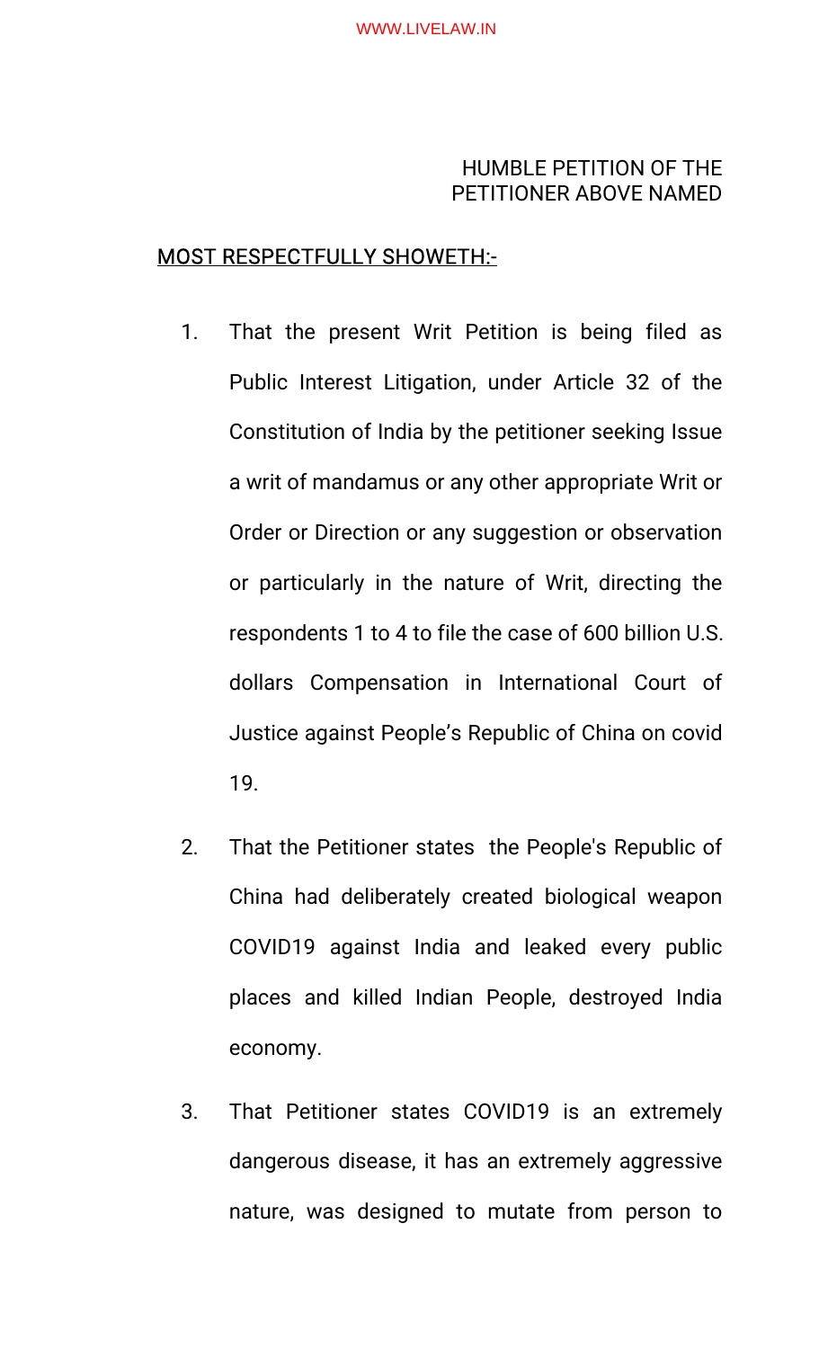HUMBLE PETITION OF THE
PETITIONER ABOVE NAMED

MOST RESPECTFULLY SHOWETH:-

1. That the present Writ Petition is being filed as Public Interest Litigation, under Article 32 of the Constitution of India by the petitioner seeking Issue a writ of mandamus or any other appropriate Writ or Order or Direction or any suggestion or observation or particularly in the nature of Writ, directing the respondents 1 to 4 to file the case of 600 billion U.S. dollars Compensation in International Court of Justice against People's Republic of China on covid 19.

2. That the Petitioner states the People's Republic of China had deliberately created biological weapon COVID19 against India and leaked every public places and killed Indian People, destroyed India economy.

3. That Petitioner states COVID19 is an extremely dangerous disease, it has an extremely aggressive nature, was designed to mutate from person to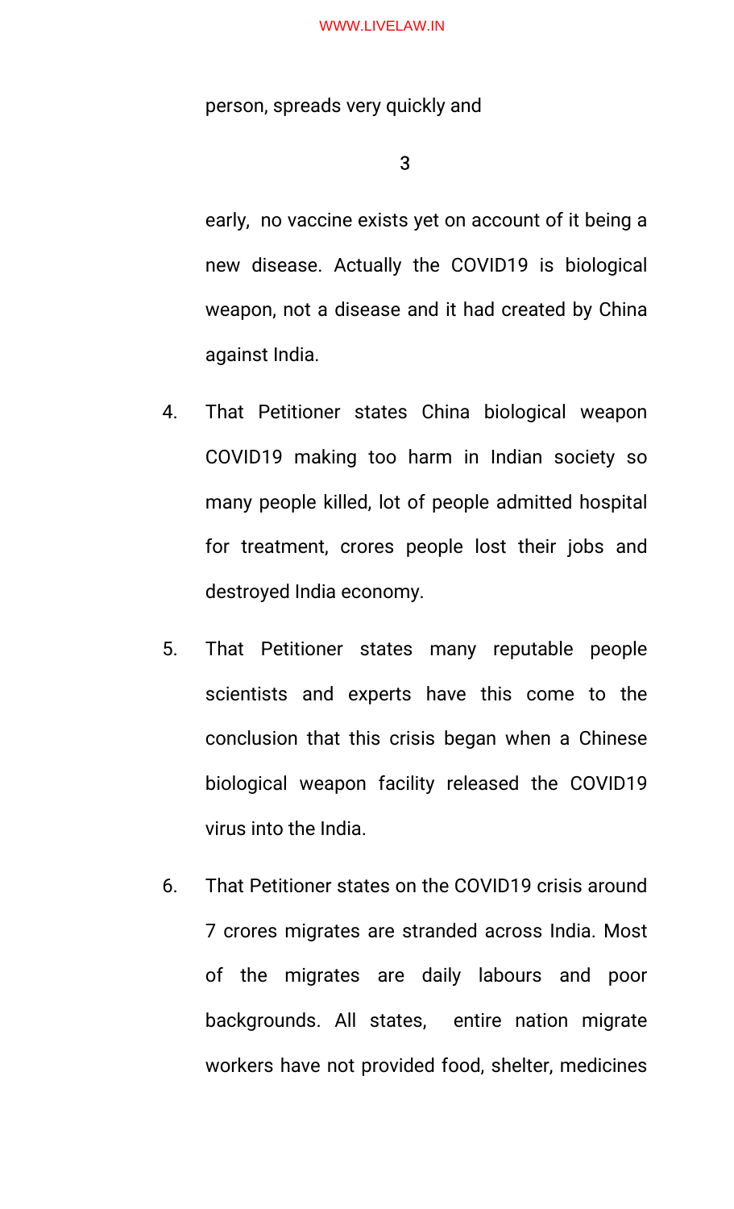person, spreads very quickly and

early, no vaccine exists yet on account of it being a new disease. Actually the COVID19 is biological weapon, not a disease and it had created by China against India.

4. That Petitioner states China biological weapon COVID19 making too harm in Indian society so many people killed, lot of people admitted hospital for treatment, crores people lost their jobs and destroyed India economy.

5. That Petitioner states many reputable people scientists and experts have this come to the conclusion that this crisis began when a Chinese biological weapon facility released the COVID19 virus into the India.

6. That Petitioner states on the COVID19 crisis around 7 crores migrates are stranded across India. Most of the migrates are daily labours and poor backgrounds. All states, entire nation migrate workers have not provided food, shelter, medicines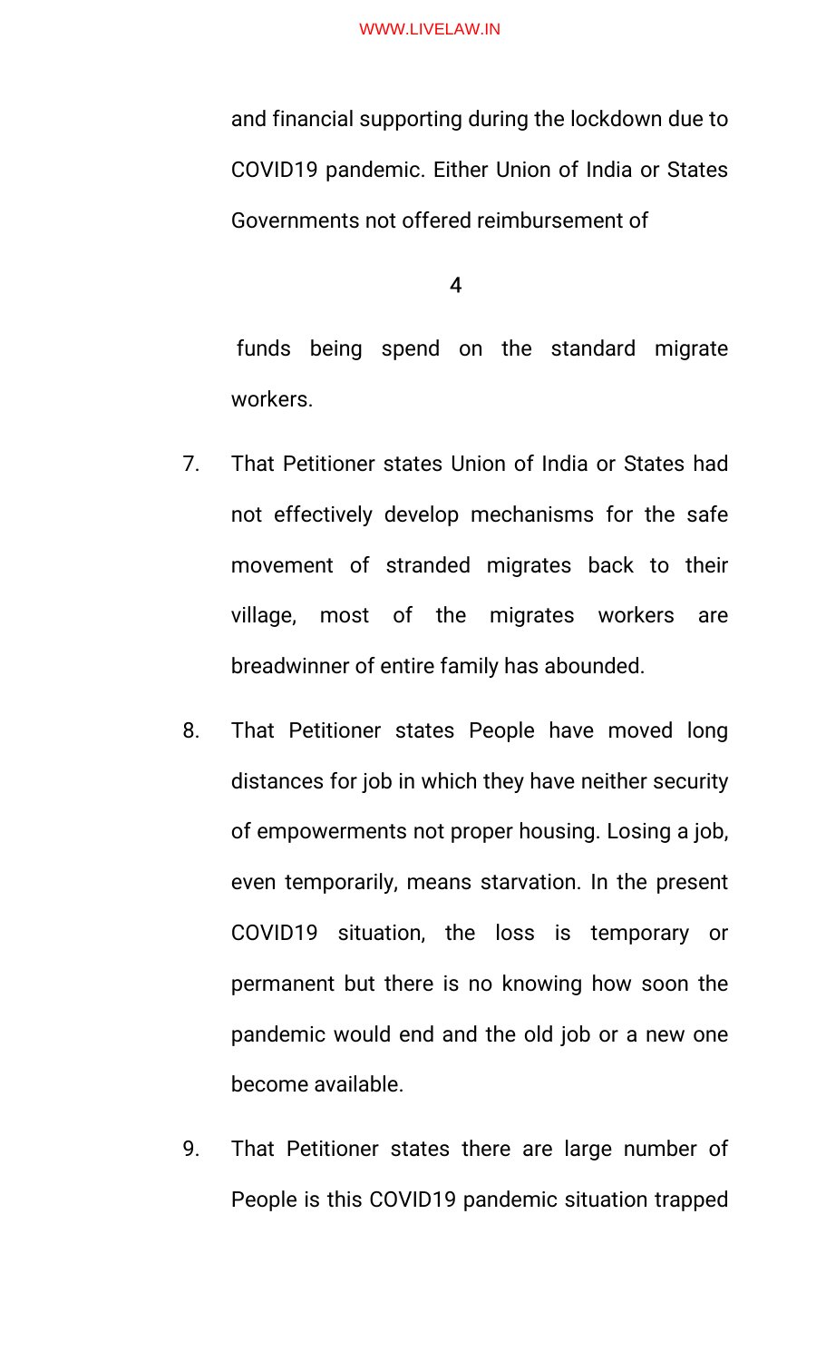and financial supporting during the lockdown due to COVID19 pandemic. Either Union of India or States Governments not offered reimbursement of

funds being spend on the standard migrate workers.

7. That Petitioner states Union of India or States had not effectively develop mechanisms for the safe movement of stranded migrates back to their village, most of the migrates workers are breadwinner of entire family has abounded.

8. That Petitioner states People have moved long distances for job in which they have neither security of empowerments not proper housing. Losing a job, even temporarily, means starvation. In the present COVID19 situation, the loss is temporary or permanent but there is no knowing how soon the pandemic would end and the old job or a new one become available.

9. That Petitioner states there are large number of People is this COVID19 pandemic situation trapped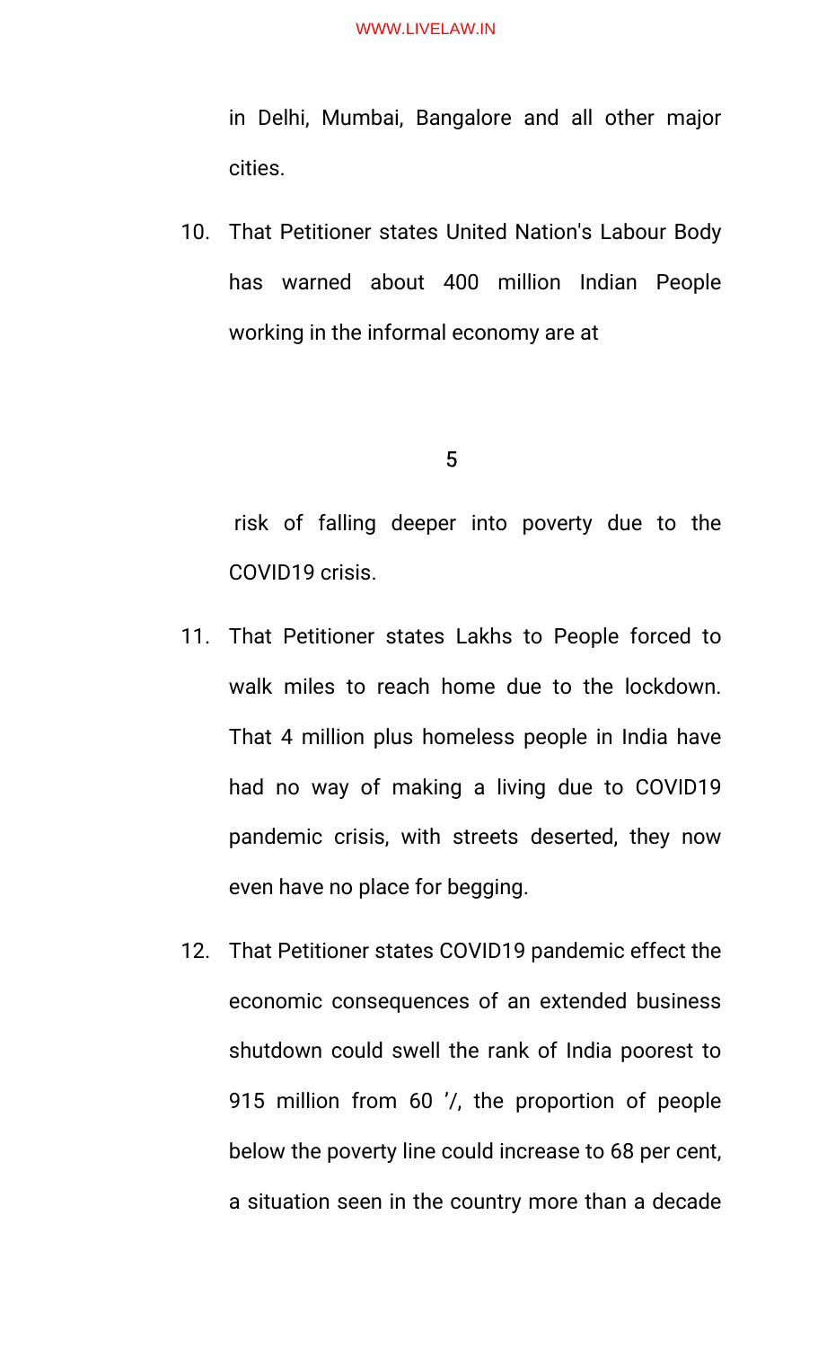in Delhi, Mumbai, Bangalore and all other major cities.

10. That Petitioner states United Nation's Labour Body has warned about 400 million Indian People working in the informal economy are at risk of falling deeper into poverty due to the COVID19 crisis.

11. That Petitioner states Lakhs to People forced to walk miles to reach home due to the lockdown. That 4 million plus homeless people in India have had no way of making a living due to COVID19 pandemic crisis, with streets deserted, they now even have no place for begging.

12. That Petitioner states COVID19 pandemic effect the economic consequences of an extended business shutdown could swell the rank of India poorest to 915 million from 60 '/, the proportion of people below the poverty line could increase to 68 per cent, a situation seen in the country more than a decade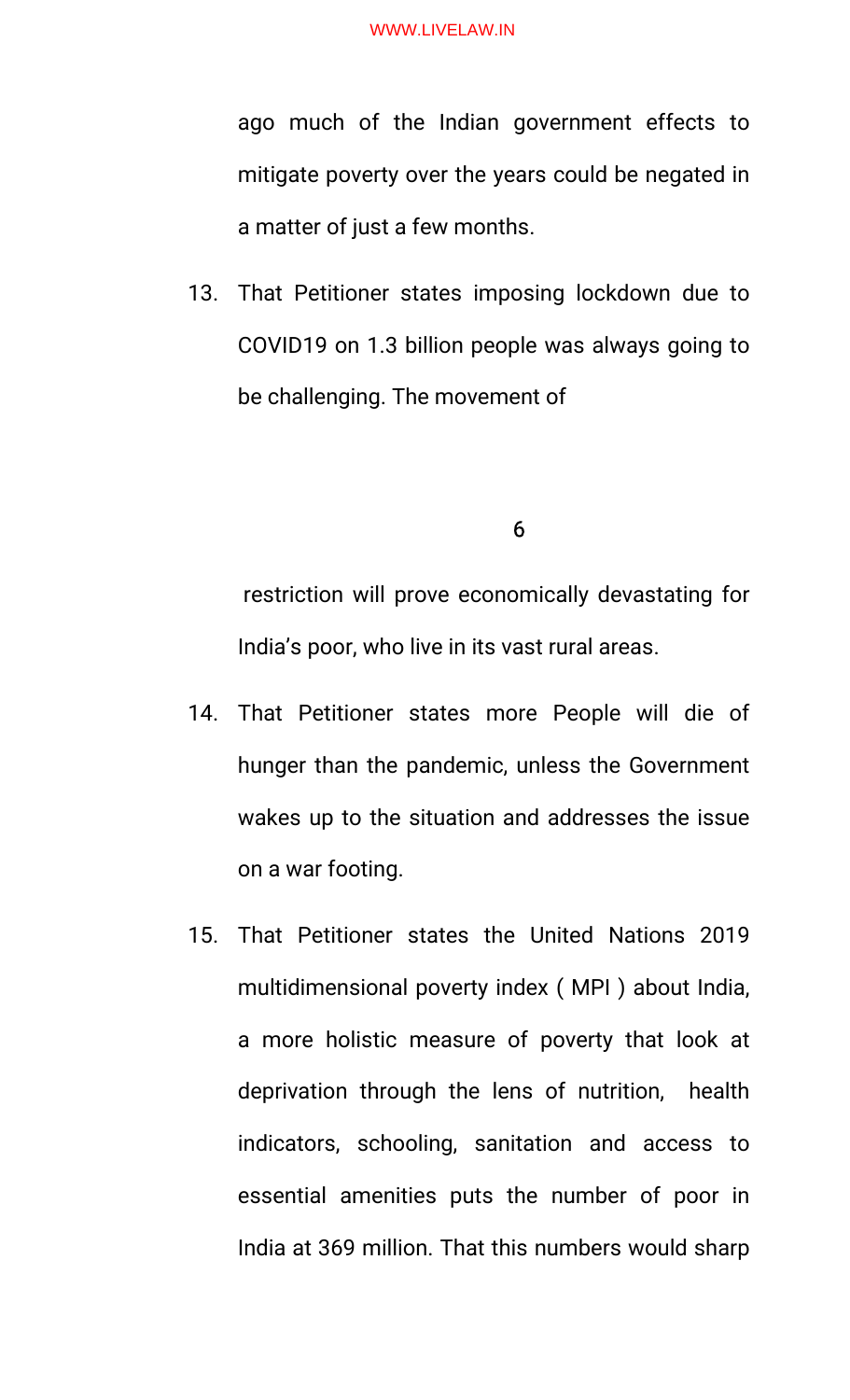ago much of the Indian government effects to mitigate poverty over the years could be negated in a matter of just a few months.

13. That Petitioner states imposing lockdown due to COVID19 on 1.3 billion people was always going to be challenging. The movement of restriction will prove economically devastating for India's poor, who live in its vast rural areas.

14. That Petitioner states more People will die of hunger than the pandemic, unless the Government wakes up to the situation and addresses the issue on a war footing.

15. That Petitioner states the United Nations 2019 multidimensional poverty index ( MPI ) about India, a more holistic measure of poverty that look at deprivation through the lens of nutrition, health indicators, schooling, sanitation and access to essential amenities puts the number of poor in India at 369 million. That this numbers would sharp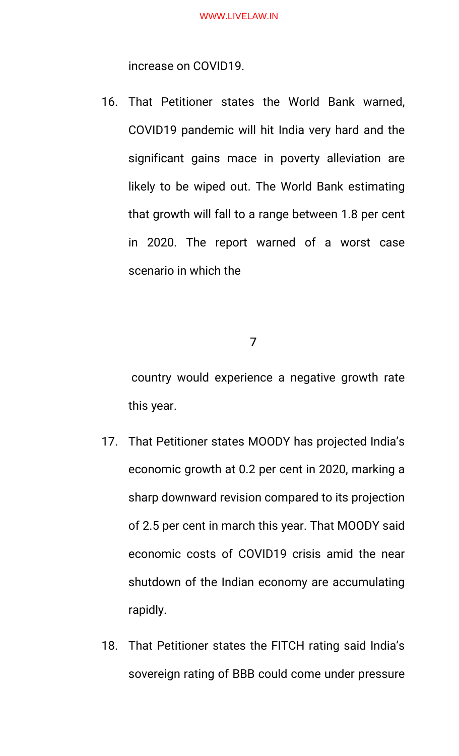increase on COVID19.

16. That Petitioner states the World Bank warned, COVID19 pandemic will hit India very hard and the significant gains mace in poverty alleviation are likely to be wiped out. The World Bank estimating that growth will fall to a range between 1.8 per cent in 2020. The report warned of a worst case scenario in which the country would experience a negative growth rate this year.

17. That Petitioner states MOODY has projected India's economic growth at 0.2 per cent in 2020, marking a sharp downward revision compared to its projection of 2.5 per cent in march this year. That MOODY said economic costs of COVID19 crisis amid the near shutdown of the Indian economy are accumulating rapidly.

18. That Petitioner states the FITCH rating said India's sovereign rating of BBB could come under pressure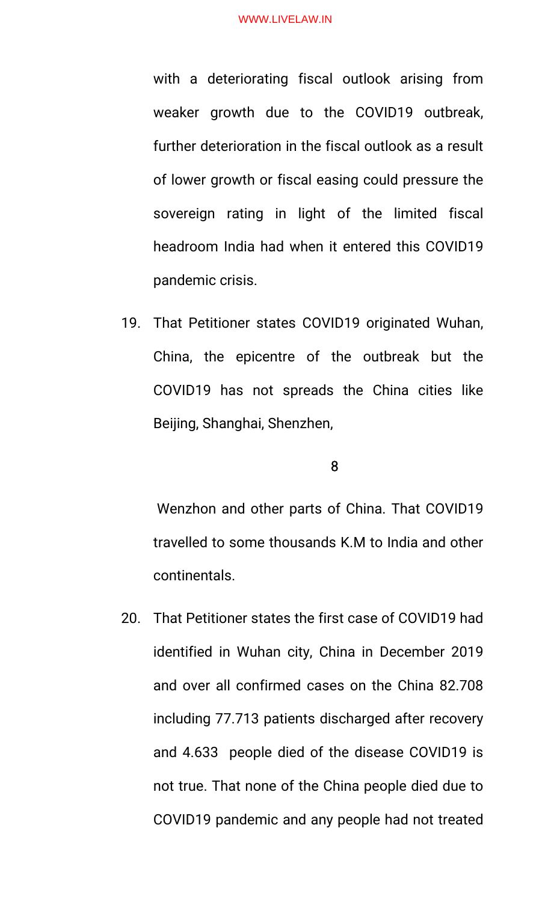with a deteriorating fiscal outlook arising from weaker growth due to the COVID19 outbreak, further deterioration in the fiscal outlook as a result of lower growth or fiscal easing could pressure the sovereign rating in light of the limited fiscal headroom India had when it entered this COVID19 pandemic crisis.

19. That Petitioner states COVID19 originated Wuhan, China, the epicentre of the outbreak but the COVID19 has not spreads the China cities like Beijing, Shanghai, Shenzhen, Wenzhon and other parts of China. That COVID19 travelled to some thousands K.M to India and other continentals.

20. That Petitioner states the first case of COVID19 had identified in Wuhan city, China in December 2019 and over all confirmed cases on the China 82.708 including 77.713 patients discharged after recovery and 4.633 people died of the disease COVID19 is not true. That none of the China people died due to COVID19 pandemic and any people had not treated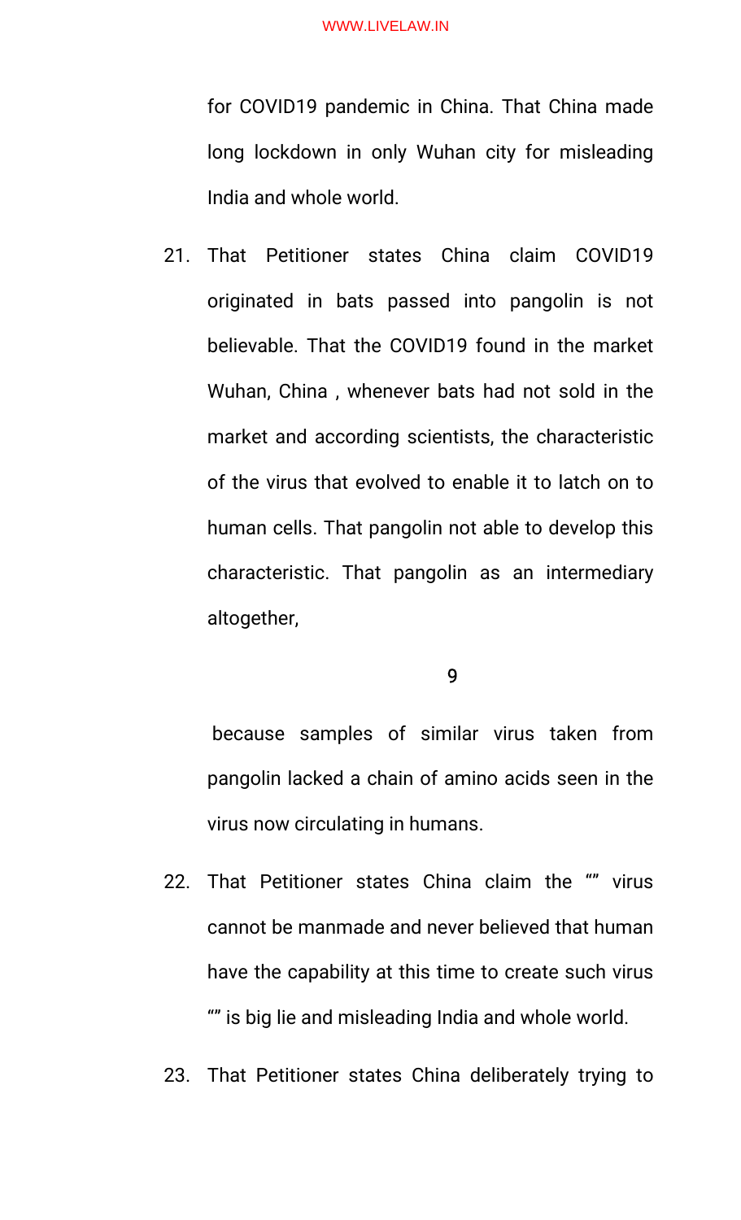for COVID19 pandemic in China. That China made long lockdown in only Wuhan city for misleading India and whole world.

21. That Petitioner states China claim COVID19 originated in bats passed into pangolin is not believable. That the COVID19 found in the market Wuhan, China , whenever bats had not sold in the market and according scientists, the characteristic of the virus that evolved to enable it to latch on to human cells. That pangolin not able to develop this characteristic. That pangolin as an intermediary altogether, because samples of similar virus taken from pangolin lacked a chain of amino acids seen in the virus now circulating in humans.

22. That Petitioner states China claim the “” virus cannot be manmade and never believed that human have the capability at this time to create such virus “” is big lie and misleading India and whole world.

23. That Petitioner states China deliberately trying to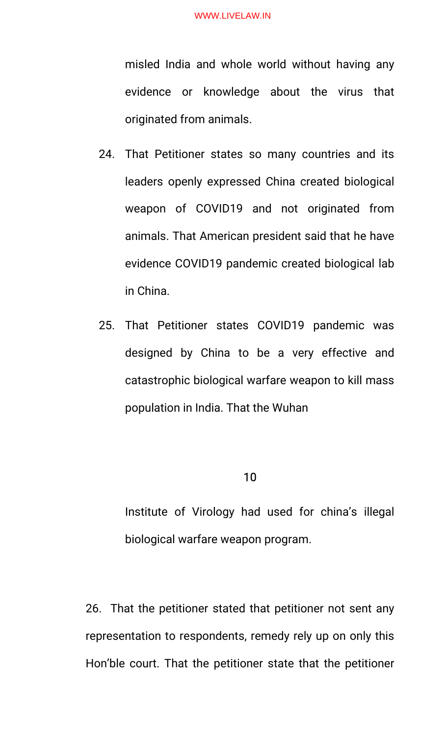misled India and whole world without having any evidence or knowledge about the virus that originated from animals.

24. That Petitioner states so many countries and its leaders openly expressed China created biological weapon of COVID19 and not originated from animals. That American president said that he have evidence COVID19 pandemic created biological lab in China.

25. That Petitioner states COVID19 pandemic was designed by China to be a very effective and catastrophic biological warfare weapon to kill mass population in India. That the Wuhan Institute of Virology had used for china's illegal biological warfare weapon program.

26. That the petitioner stated that petitioner not sent any representation to respondents, remedy rely up on only this Hon'ble court. That the petitioner state that the petitioner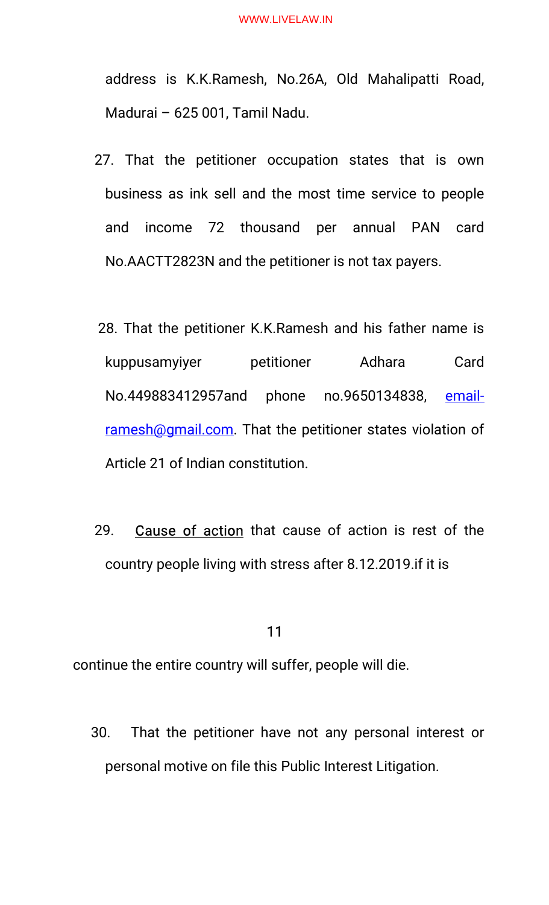address is K.K.Ramesh, No.26A, Old Mahalipatti Road, Madurai – 625 001, Tamil Nadu.

27. That the petitioner occupation states that is own business as ink sell and the most time service to people and income 72 thousand per annual PAN card No.AACTT2823N and the petitioner is not tax payers.

28. That the petitioner K.K.Ramesh and his father name is kuppusamyiyer petitioner Adhara Card No.449883412957and phone no.9650134838, email-ramesh@gmail.com. That the petitioner states violation of Article 21 of Indian constitution.

29. Cause of action that cause of action is rest of the country people living with stress after 8.12.2019.if it is continue the entire country will suffer, people will die.

30. That the petitioner have not any personal interest or personal motive on file this Public Interest Litigation.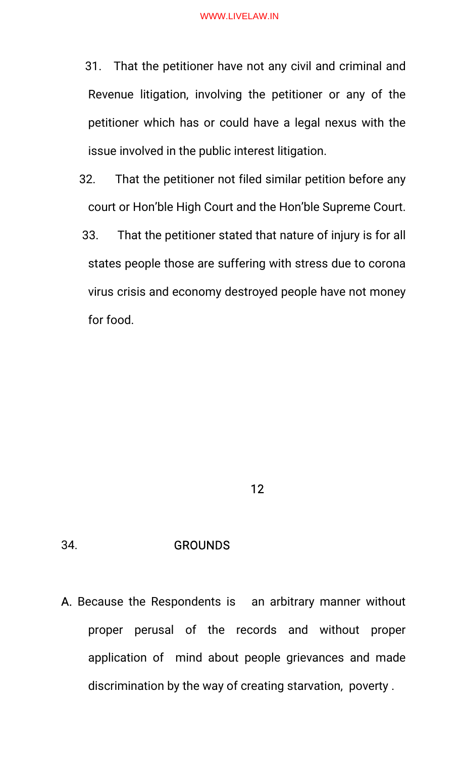31. That the petitioner have not any civil and criminal and Revenue litigation, involving the petitioner or any of the petitioner which has or could have a legal nexus with the issue involved in the public interest litigation.

32. That the petitioner not filed similar petition before any court or Hon'ble High Court and the Hon'ble Supreme Court.

33. That the petitioner stated that nature of injury is for all states people those are suffering with stress due to corona virus crisis and economy destroyed people have not money for food.

34. GROUNDS

A. Because the Respondents is an arbitrary manner without proper perusal of the records and without proper application of mind about people grievances and made discrimination by the way of creating starvation, poverty .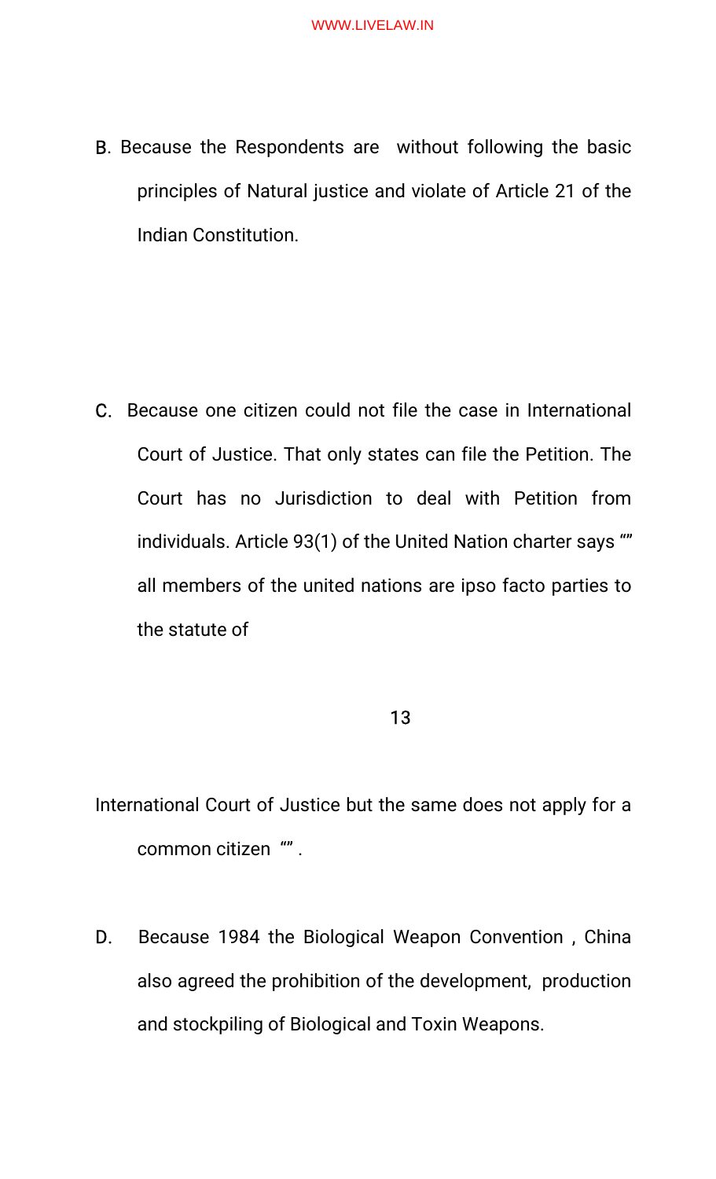B. Because the Respondents are without following the basic principles of Natural justice and violate of Article 21 of the Indian Constitution.

C. Because one citizen could not file the case in International Court of Justice. That only states can file the Petition. The Court has no Jurisdiction to deal with Petition from individuals. Article 93(1) of the United Nation charter says “” all members of the united nations are ipso facto parties to the statute of

International Court of Justice but the same does not apply for a common citizen “” .

D. Because 1984 the Biological Weapon Convention , China also agreed the prohibition of the development, production and stockpiling of Biological and Toxin Weapons.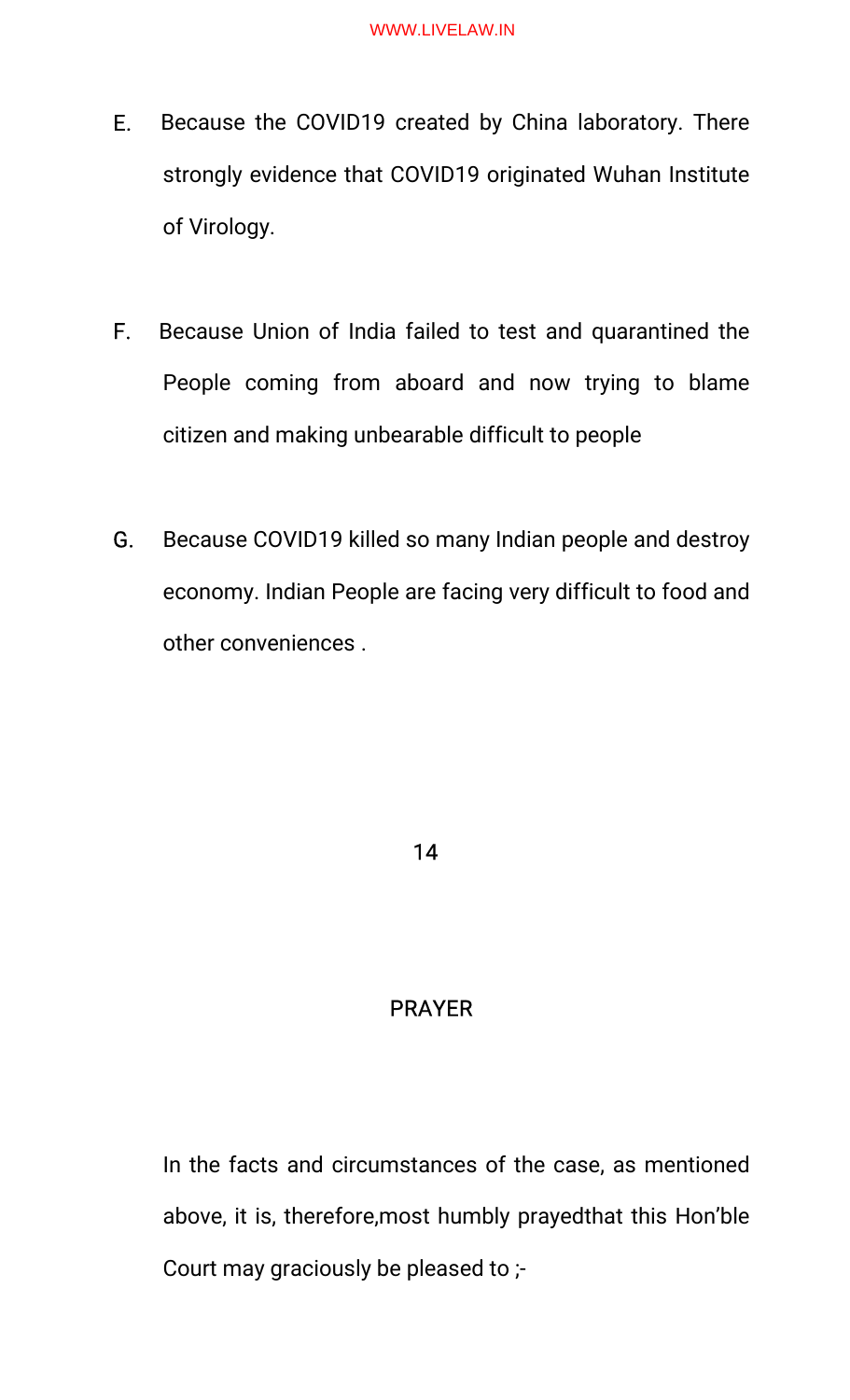E. Because the COVID19 created by China laboratory. There strongly evidence that COVID19 originated Wuhan Institute of Virology.

F. Because Union of India failed to test and quarantined the People coming from aboard and now trying to blame citizen and making unbearable difficult to people

G. Because COVID19 killed so many Indian people and destroy economy. Indian People are facing very difficult to food and other conveniences .

## PRAYER

In the facts and circumstances of the case, as mentioned above, it is, therefore,most humbly prayedthat this Hon'ble Court may graciously be pleased to ;-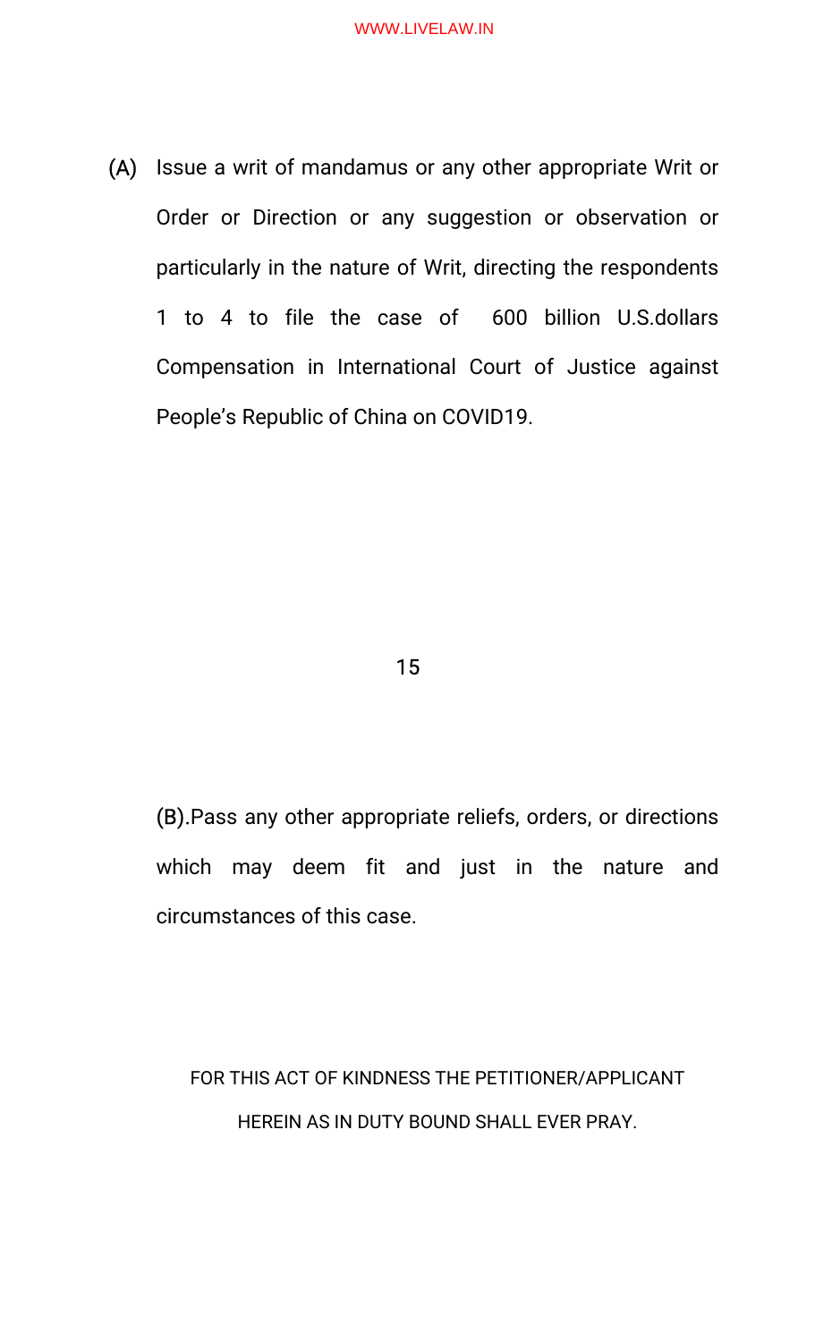(A) Issue a writ of mandamus or any other appropriate Writ or Order or Direction or any suggestion or observation or particularly in the nature of Writ, directing the respondents 1 to 4 to file the case of 600 billion U.S.dollars Compensation in International Court of Justice against People's Republic of China on COVID19.

(B).Pass any other appropriate reliefs, orders, or directions which may deem fit and just in the nature and circumstances of this case.

FOR THIS ACT OF KINDNESS THE PETITIONER/APPLICANT HEREIN AS IN DUTY BOUND SHALL EVER PRAY.